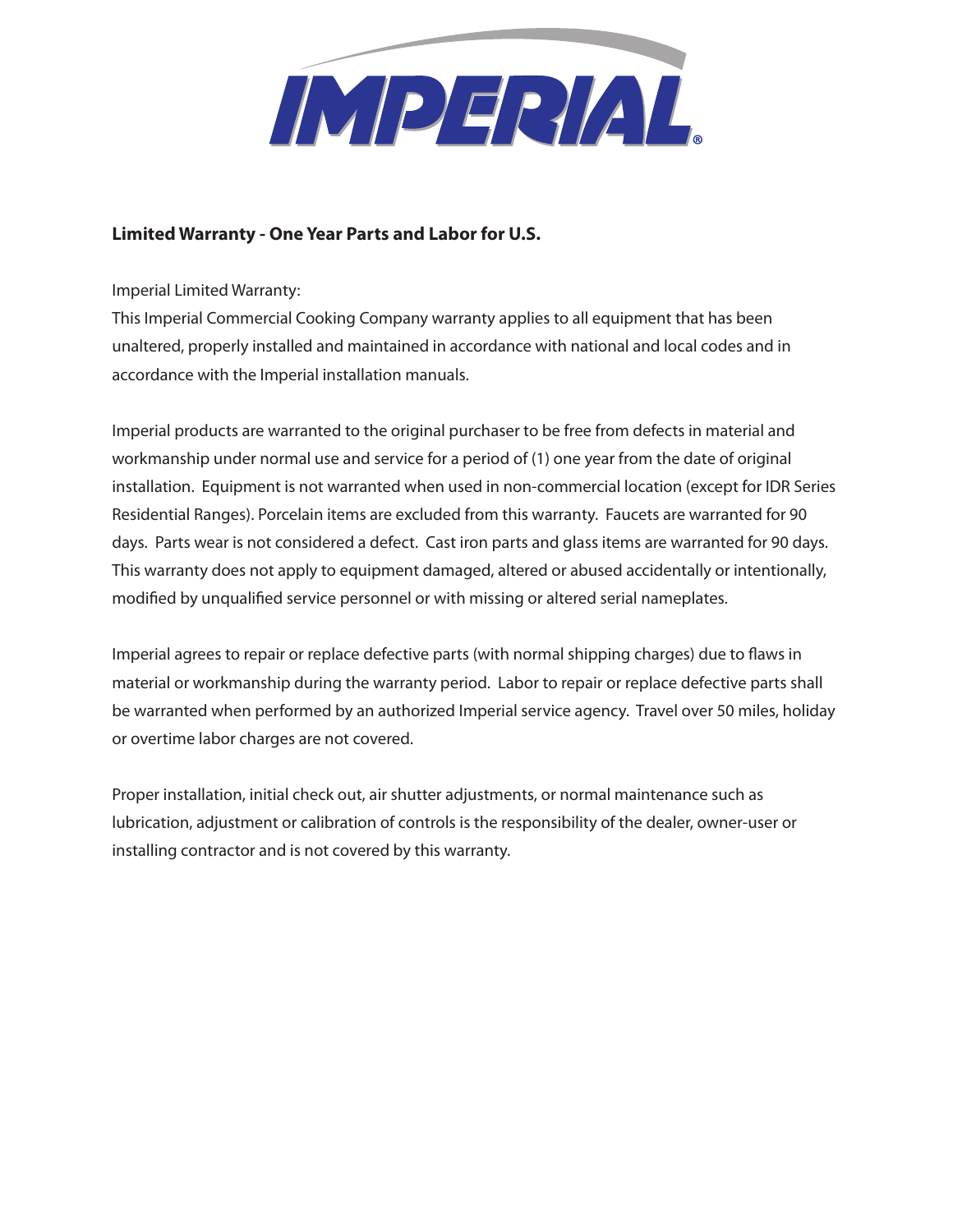IMPERIAL®

## Limited Warranty - One Year Parts and Labor for U.S.

Imperial Limited Warranty:
This Imperial Commercial Cooking Company warranty applies to all equipment that has been unaltered, properly installed and maintained in accordance with national and local codes and in accordance with the Imperial installation manuals.

Imperial products are warranted to the original purchaser to be free from defects in material and workmanship under normal use and service for a period of (1) one year from the date of original installation. Equipment is not warranted when used in non-commercial location (except for IDR Series Residential Ranges). Porcelain items are excluded from this warranty. Faucets are warranted for 90 days. Parts wear is not considered a defect. Cast iron parts and glass items are warranted for 90 days. This warranty does not apply to equipment damaged, altered or abused accidentally or intentionally, modified by unqualified service personnel or with missing or altered serial nameplates.

Imperial agrees to repair or replace defective parts (with normal shipping charges) due to flaws in material or workmanship during the warranty period. Labor to repair or replace defective parts shall be warranted when performed by an authorized Imperial service agency. Travel over 50 miles, holiday or overtime labor charges are not covered.

Proper installation, initial check out, air shutter adjustments, or normal maintenance such as lubrication, adjustment or calibration of controls is the responsibility of the dealer, owner-user or installing contractor and is not covered by this warranty.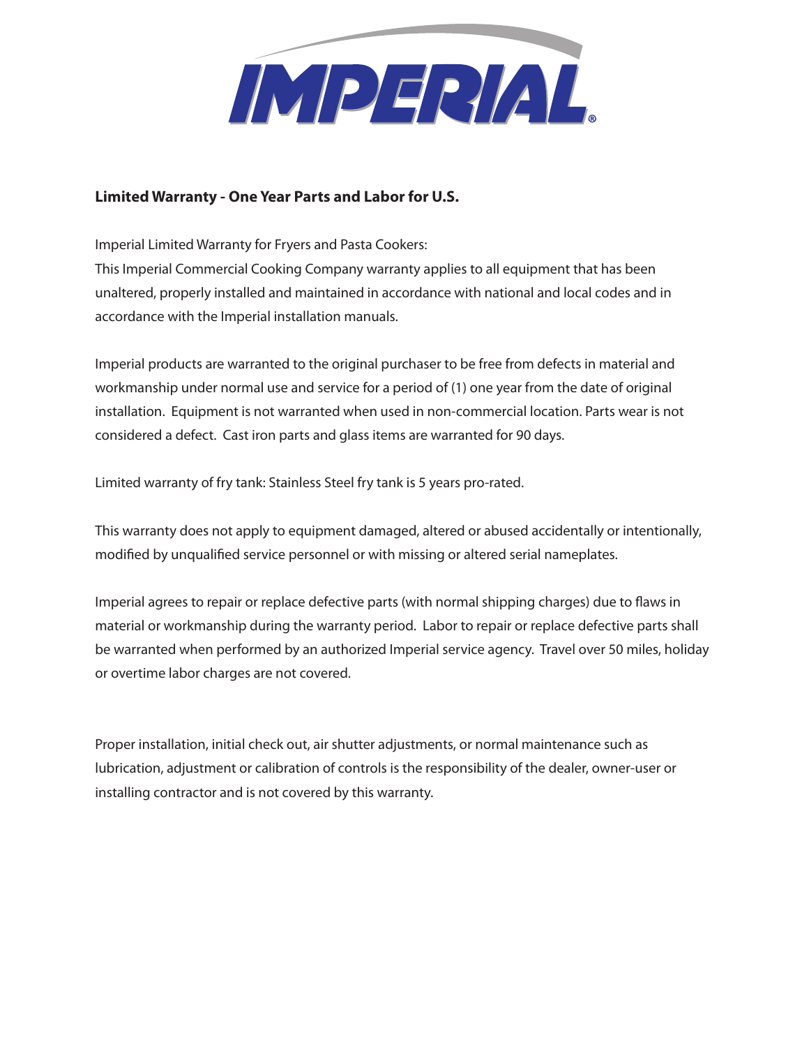IMPERIAL®

**Limited Warranty - One Year Parts and Labor for U.S.**

Imperial Limited Warranty for Fryers and Pasta Cookers:
This Imperial Commercial Cooking Company warranty applies to all equipment that has been unaltered, properly installed and maintained in accordance with national and local codes and in accordance with the Imperial installation manuals.

Imperial products are warranted to the original purchaser to be free from defects in material and workmanship under normal use and service for a period of (1) one year from the date of original installation. Equipment is not warranted when used in non-commercial location. Parts wear is not considered a defect. Cast iron parts and glass items are warranted for 90 days.

Limited warranty of fry tank: Stainless Steel fry tank is 5 years pro-rated.

This warranty does not apply to equipment damaged, altered or abused accidentally or intentionally, modified by unqualified service personnel or with missing or altered serial nameplates.

Imperial agrees to repair or replace defective parts (with normal shipping charges) due to flaws in material or workmanship during the warranty period. Labor to repair or replace defective parts shall be warranted when performed by an authorized Imperial service agency. Travel over 50 miles, holiday or overtime labor charges are not covered.

Proper installation, initial check out, air shutter adjustments, or normal maintenance such as lubrication, adjustment or calibration of controls is the responsibility of the dealer, owner-user or installing contractor and is not covered by this warranty.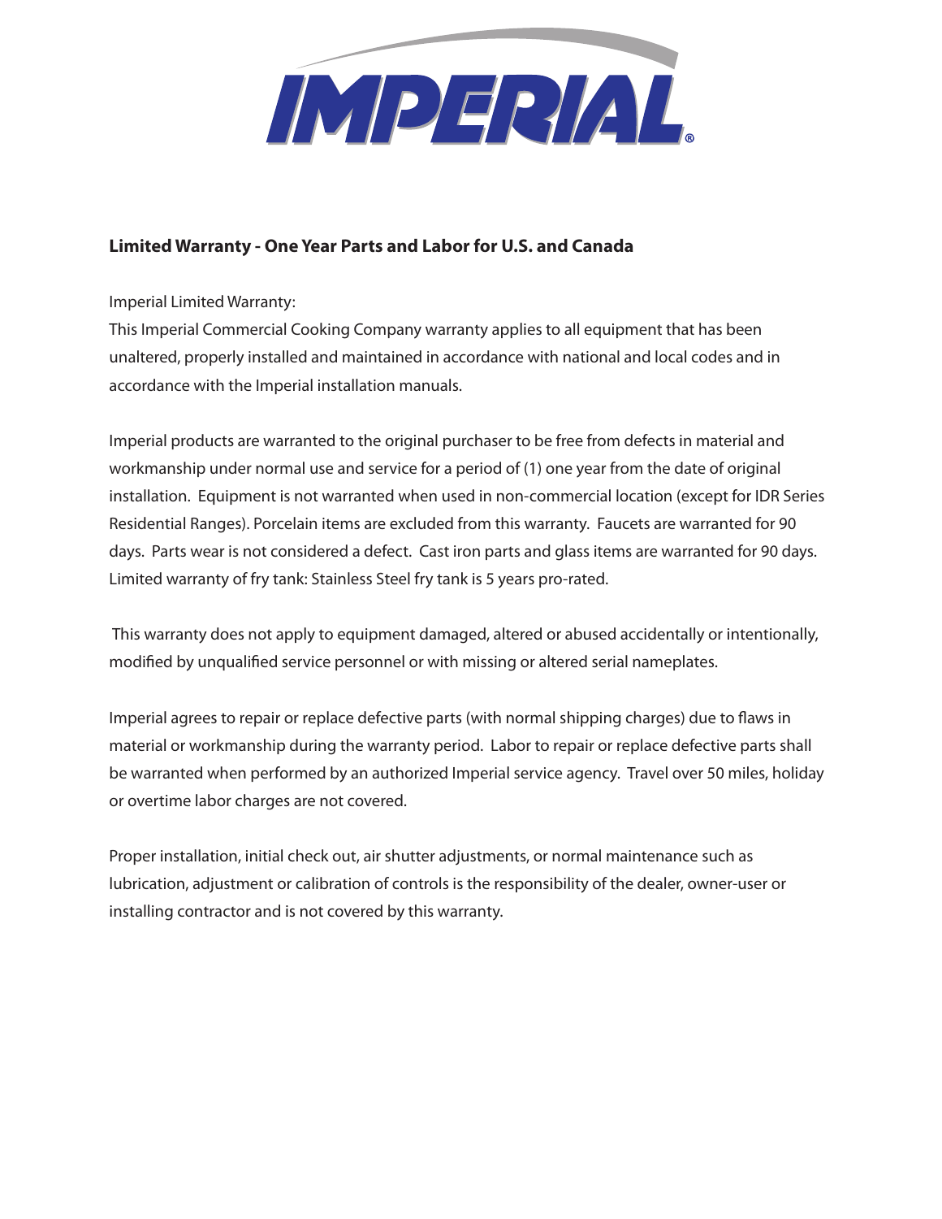IMPERIAL®

## Limited Warranty - One Year Parts and Labor for U.S. and Canada

Imperial Limited Warranty:
This Imperial Commercial Cooking Company warranty applies to all equipment that has been unaltered, properly installed and maintained in accordance with national and local codes and in accordance with the Imperial installation manuals.

Imperial products are warranted to the original purchaser to be free from defects in material and workmanship under normal use and service for a period of (1) one year from the date of original installation. Equipment is not warranted when used in non-commercial location (except for IDR Series Residential Ranges). Porcelain items are excluded from this warranty. Faucets are warranted for 90 days. Parts wear is not considered a defect. Cast iron parts and glass items are warranted for 90 days. Limited warranty of fry tank: Stainless Steel fry tank is 5 years pro-rated.

This warranty does not apply to equipment damaged, altered or abused accidentally or intentionally, modified by unqualified service personnel or with missing or altered serial nameplates.

Imperial agrees to repair or replace defective parts (with normal shipping charges) due to flaws in material or workmanship during the warranty period. Labor to repair or replace defective parts shall be warranted when performed by an authorized Imperial service agency. Travel over 50 miles, holiday or overtime labor charges are not covered.

Proper installation, initial check out, air shutter adjustments, or normal maintenance such as lubrication, adjustment or calibration of controls is the responsibility of the dealer, owner-user or installing contractor and is not covered by this warranty.